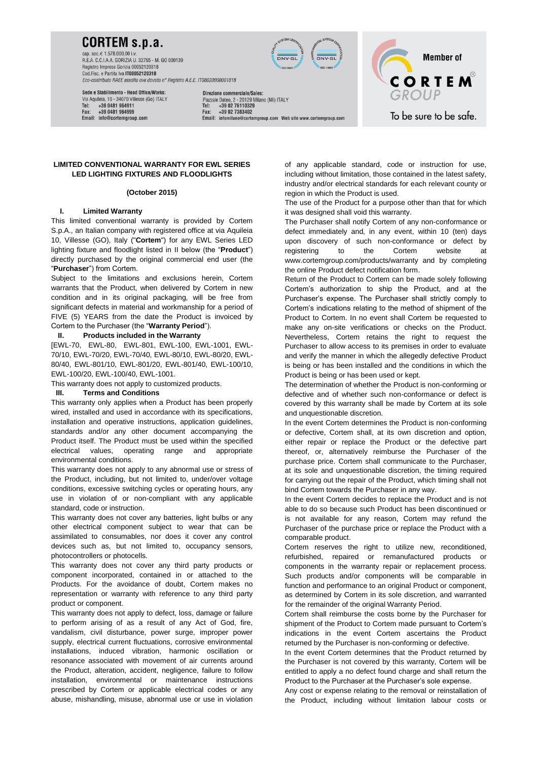**CORTEM s.p.a.**
cap. soc.€ 1.578.000,00 i.v.
R.E.A. C.C.I.A.A. GORIZIA U. 32755 - M. GO 000139
Registro Imprese Gorizia 00052120318
Cod.Fisc. e Partita Iva IT00052120318
Eco-contributo RAEE assolto ove dovuto n° Registro A.E.E. IT08020000001818

**Sede e Stabilimento - Head Office/Works:**
Via Aquileia, 10 - 34070 Villesse (Go) ITALY
Tel: +39 0481 964911
Fax: +39 0481 964999
Email: info@cortemgroup.com

**Direzione commerciale/Sales:**
Piazzale Dateo, 2 - 20129 Milano (Mi) ITALY
Tel: +39 02 76110329
Fax: +39 02 7383402
Email: infomilano@cortemgroup.com Web site www.cortemgroup.com

Member of CORTEM GROUP
To be sure to be safe.

## LIMITED CONVENTIONAL WARRANTY FOR EWL SERIES LED LIGHTING FIXTURES AND FLOODLIGHTS

**(October 2015)**

### I. Limited Warranty

This limited conventional warranty is provided by Cortem S.p.A., an Italian company with registered office at via Aquileia 10, Villesse (GO), Italy ("**Cortem**") for any EWL Series LED lighting fixture and floodlight listed in II below (the "**Product**") directly purchased by the original commercial end user (the "**Purchaser**") from Cortem.

Subject to the limitations and exclusions herein, Cortem warrants that the Product, when delivered by Cortem in new condition and in its original packaging, will be free from significant defects in material and workmanship for a period of FIVE (5) YEARS from the date the Product is invoiced by Cortem to the Purchaser (the "**Warranty Period**").

### II. Products included in the Warranty

[EWL-70, EWL-80, EWL-801, EWL-100, EWL-1001, EWL-70/10, EWL-70/20, EWL-70/40, EWL-80/10, EWL-80/20, EWL-80/40, EWL-801/10, EWL-801/20, EWL-801/40, EWL-100/10, EWL-100/20, EWL-100/40, EWL-1001.

This warranty does not apply to customized products.

### III. Terms and Conditions

This warranty only applies when a Product has been properly wired, installed and used in accordance with its specifications, installation and operative instructions, application guidelines, standards and/or any other document accompanying the Product itself. The Product must be used within the specified electrical values, operating range and appropriate environmental conditions.

This warranty does not apply to any abnormal use or stress of the Product, including, but not limited to, under/over voltage conditions, excessive switching cycles or operating hours, any use in violation of or non-compliant with any applicable standard, code or instruction.

This warranty does not cover any batteries, light bulbs or any other electrical component subject to wear that can be assimilated to consumables, nor does it cover any control devices such as, but not limited to, occupancy sensors, photocontrollers or photocells.

This warranty does not cover any third party products or component incorporated, contained in or attached to the Products. For the avoidance of doubt, Cortem makes no representation or warranty with reference to any third party product or component.

This warranty does not apply to defect, loss, damage or failure to perform arising of as a result of any Act of God, fire, vandalism, civil disturbance, power surge, improper power supply, electrical current fluctuations, corrosive environmental installations, induced vibration, harmonic oscillation or resonance associated with movement of air currents around the Product, alteration, accident, negligence, failure to follow installation, environmental or maintenance instructions prescribed by Cortem or applicable electrical codes or any abuse, mishandling, misuse, abnormal use or use in violation of any applicable standard, code or instruction for use, including without limitation, those contained in the latest safety, industry and/or electrical standards for each relevant county or region in which the Product is used.

The use of the Product for a purpose other than that for which it was designed shall void this warranty.

The Purchaser shall notify Cortem of any non-conformance or defect immediately and, in any event, within 10 (ten) days upon discovery of such non-conformance or defect by registering to the Cortem website at www.cortemgroup.com/products/warranty and by completing the online Product defect notification form.

Return of the Product to Cortem can be made solely following Cortem's authorization to ship the Product, and at the Purchaser's expense. The Purchaser shall strictly comply to Cortem's indications relating to the method of shipment of the Product to Cortem. In no event shall Cortem be requested to make any on-site verifications or checks on the Product. Nevertheless, Cortem retains the right to request the Purchaser to allow access to its premises in order to evaluate and verify the manner in which the allegedly defective Product is being or has been installed and the conditions in which the Product is being or has been used or kept.

The determination of whether the Product is non-conforming or defective and of whether such non-conformance or defect is covered by this warranty shall be made by Cortem at its sole and unquestionable discretion.

In the event Cortem determines the Product is non-conforming or defective, Cortem shall, at its own discretion and option, either repair or replace the Product or the defective part thereof, or, alternatively reimburse the Purchaser of the purchase price. Cortem shall communicate to the Purchaser, at its sole and unquestionable discretion, the timing required for carrying out the repair of the Product, which timing shall not bind Cortem towards the Purchaser in any way.

In the event Cortem decides to replace the Product and is not able to do so because such Product has been discontinued or is not available for any reason, Cortem may refund the Purchaser of the purchase price or replace the Product with a comparable product.

Cortem reserves the right to utilize new, reconditioned, refurbished, repaired or remanufactured products or components in the warranty repair or replacement process. Such products and/or components will be comparable in function and performance to an original Product or component, as determined by Cortem in its sole discretion, and warranted for the remainder of the original Warranty Period.

Cortem shall reimburse the costs borne by the Purchaser for shipment of the Product to Cortem made pursuant to Cortem's indications in the event Cortem ascertains the Product returned by the Purchaser is non-conforming or defective.

In the event Cortem determines that the Product returned by the Purchaser is not covered by this warranty, Cortem will be entitled to apply a no defect found charge and shall return the Product to the Purchaser at the Purchaser's sole expense.

Any cost or expense relating to the removal or reinstallation of the Product, including without limitation labour costs or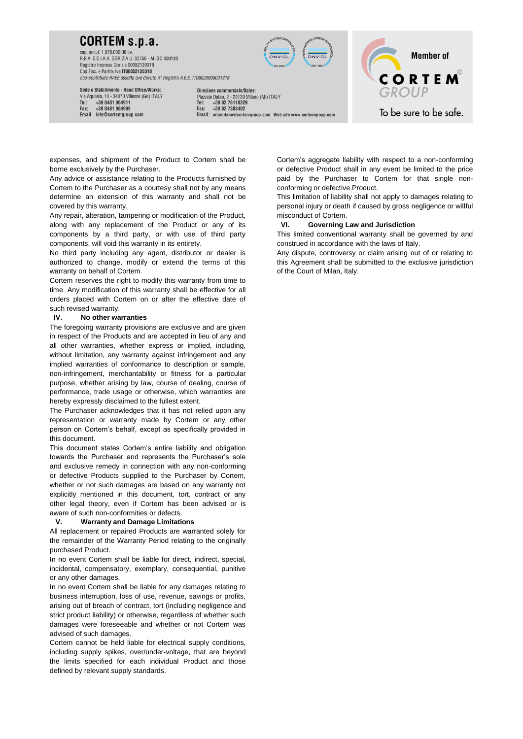expenses, and shipment of the Product to Cortem shall be borne exclusively by the Purchaser.

Any advice or assistance relating to the Products furnished by Cortem to the Purchaser as a courtesy shall not by any means determine an extension of this warranty and shall not be covered by this warranty.

Any repair, alteration, tampering or modification of the Product, along with any replacement of the Product or any of its components by a third party, or with use of third party components, will void this warranty in its entirety.

No third party including any agent, distributor or dealer is authorized to change, modify or extend the terms of this warranty on behalf of Cortem.

Cortem reserves the right to modify this warranty from time to time. Any modification of this warranty shall be effective for all orders placed with Cortem on or after the effective date of such revised warranty.

## IV. No other warranties

The foregoing warranty provisions are exclusive and are given in respect of the Products and are accepted in lieu of any and all other warranties, whether express or implied, including, without limitation, any warranty against infringement and any implied warranties of conformance to description or sample, non-infringement, merchantability or fitness for a particular purpose, whether arising by law, course of dealing, course of performance, trade usage or otherwise, which warranties are hereby expressly disclaimed to the fullest extent.

The Purchaser acknowledges that it has not relied upon any representation or warranty made by Cortem or any other person on Cortem's behalf, except as specifically provided in this document.

This document states Cortem's entire liability and obligation towards the Purchaser and represents the Purchaser's sole and exclusive remedy in connection with any non-conforming or defective Products supplied to the Purchaser by Cortem, whether or not such damages are based on any warranty not explicitly mentioned in this document, tort, contract or any other legal theory, even if Cortem has been advised or is aware of such non-conformities or defects.

## V. Warranty and Damage Limitations

All replacement or repaired Products are warranted solely for the remainder of the Warranty Period relating to the originally purchased Product.

In no event Cortem shall be liable for direct, indirect, special, incidental, compensatory, exemplary, consequential, punitive or any other damages.

In no event Cortem shall be liable for any damages relating to business interruption, loss of use, revenue, savings or profits, arising out of breach of contract, tort (including negligence and strict product liability) or otherwise, regardless of whether such damages were foreseeable and whether or not Cortem was advised of such damages.

Cortem cannot be held liable for electrical supply conditions, including supply spikes, over/under-voltage, that are beyond the limits specified for each individual Product and those defined by relevant supply standards.

Cortem's aggregate liability with respect to a non-conforming or defective Product shall in any event be limited to the price paid by the Purchaser to Cortem for that single non-conforming or defective Product.

This limitation of liability shall not apply to damages relating to personal injury or death if caused by gross negligence or willful misconduct of Cortem.

## VI. Governing Law and Jurisdiction

This limited conventional warranty shall be governed by and construed in accordance with the laws of Italy.

Any dispute, controversy or claim arising out of or relating to this Agreement shall be submitted to the exclusive jurisdiction of the Court of Milan, Italy.